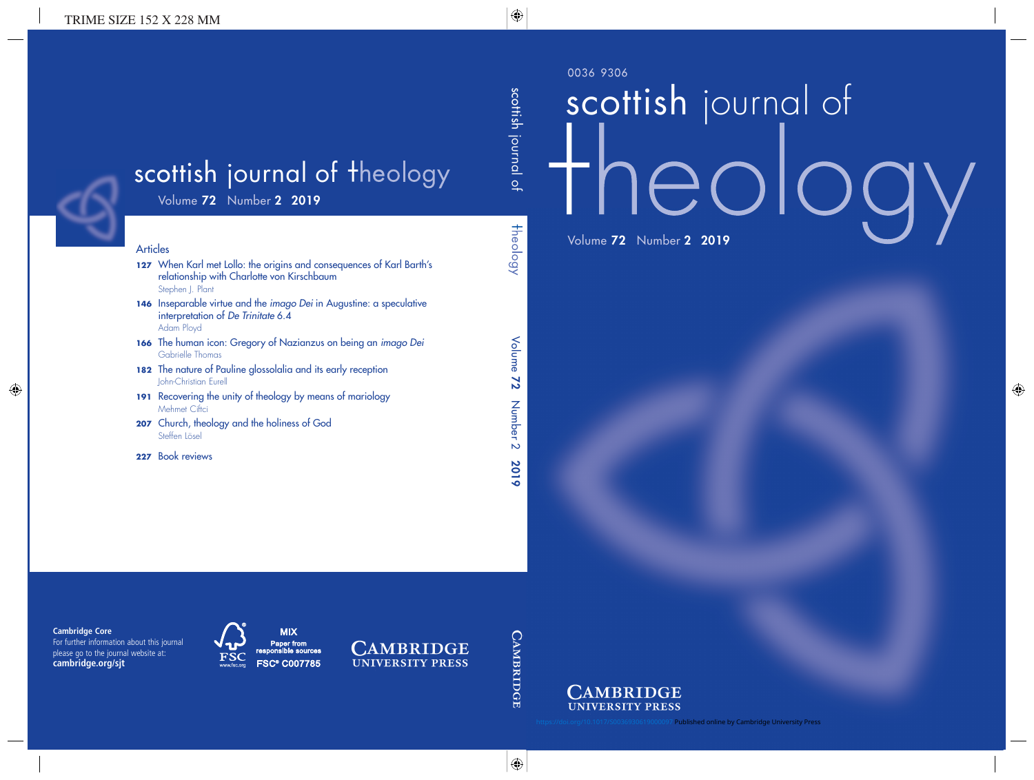# scottish journal of theology

Volume **72** Number **2** **2019**

## Articles

**127** When Karl met Lollo: the origins and consequences of Karl Barth's relationship with Charlotte von Kirschbaum
Stephen J. Plant

**146** Inseparable virtue and the *imago Dei* in Augustine: a speculative interpretation of *De Trinitate* 6.4
Adam Ployd

**166** The human icon: Gregory of Nazianzus on being an *imago Dei*
Gabrielle Thomas

**182** The nature of Pauline glossolalia and its early reception
John-Christian Eurell

**191** Recovering the unity of theology by means of mariology
Mehmet Ciftci

**207** Church, theology and the holiness of God
Steffen Lösel

**227** Book reviews

**Cambridge Core**
For further information about this journal please go to the journal website at:
**cambridge.org/sjt**

**MIX**
Paper from responsible sources
FSC® C007785

CAMBRIDGE UNIVERSITY PRESS

0036 9306

# scottish journal of theology

Volume **72** Number **2** **2019**

CAMBRIDGE UNIVERSITY PRESS

https://doi.org/10.1017/S0036930619000097 Published online by Cambridge University Press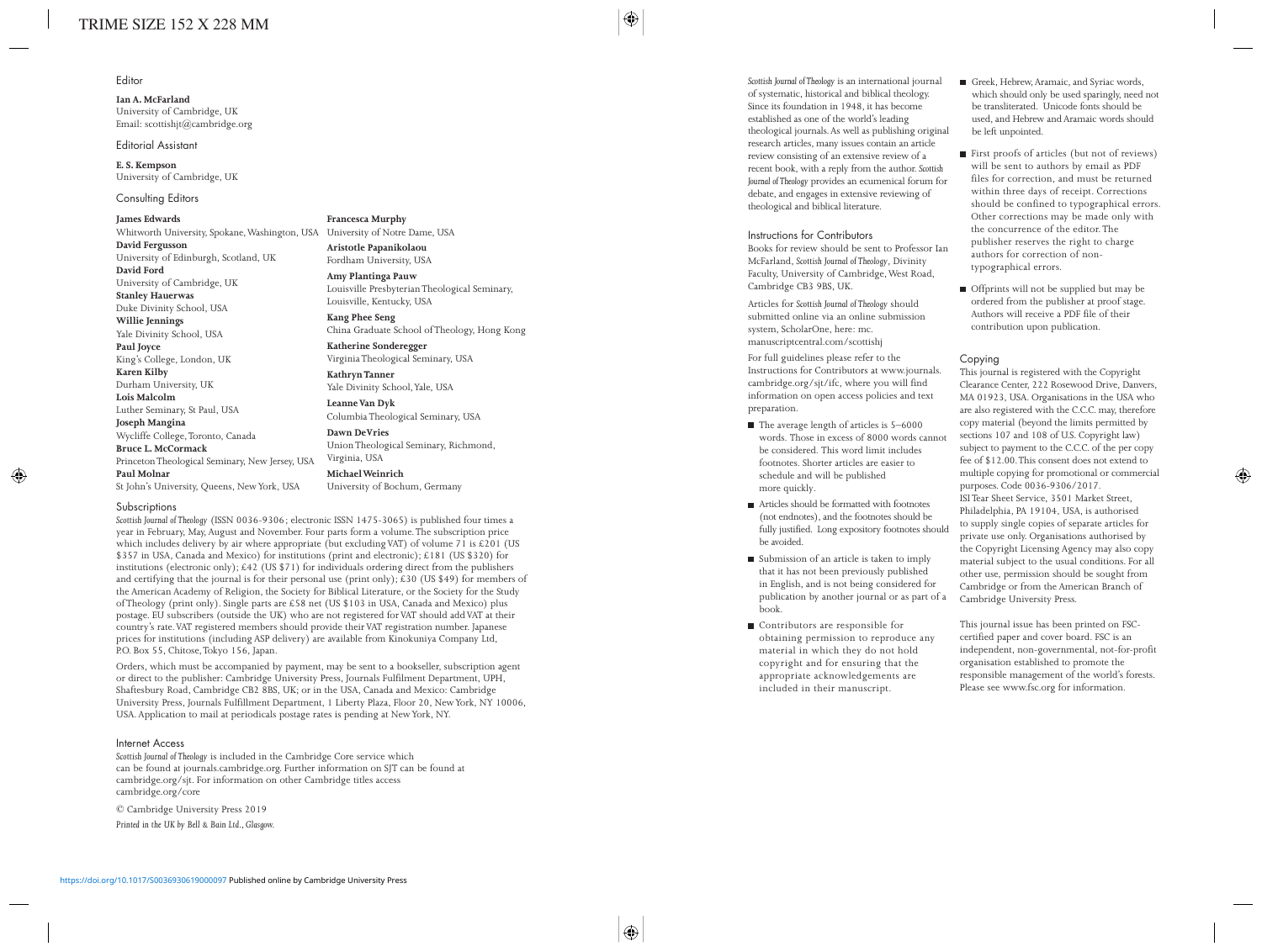## Editor

**Ian A. McFarland**
University of Cambridge, UK
Email: scottishjt@cambridge.org

## Editorial Assistant

**E. S. Kempson**
University of Cambridge, UK

## Consulting Editors

**James Edwards**
Whitworth University, Spokane, Washington, USA
**David Fergusson**
University of Edinburgh, Scotland, UK
**David Ford**
University of Cambridge, UK
**Stanley Hauerwas**
Duke Divinity School, USA
**Willie Jennings**
Yale Divinity School, USA
**Paul Joyce**
King's College, London, UK
**Karen Kilby**
Durham University, UK
**Lois Malcolm**
Luther Seminary, St Paul, USA
**Joseph Mangina**
Wycliffe College, Toronto, Canada
**Bruce L. McCormack**
Princeton Theological Seminary, New Jersey, USA
**Paul Molnar**
St John's University, Queens, New York, USA

**Francesca Murphy**
University of Notre Dame, USA
**Aristotle Papanikolaou**
Fordham University, USA
**Amy Plantinga Pauw**
Louisville Presbyterian Theological Seminary, Louisville, Kentucky, USA
**Kang Phee Seng**
China Graduate School of Theology, Hong Kong
**Katherine Sonderegger**
Virginia Theological Seminary, USA
**Kathryn Tanner**
Yale Divinity School, Yale, USA
**Leanne Van Dyk**
Columbia Theological Seminary, USA
**Dawn DeVries**
Union Theological Seminary, Richmond, Virginia, USA
**Michael Weinrich**
University of Bochum, Germany

## Subscriptions

*Scottish Journal of Theology* (ISSN 0036-9306; electronic ISSN 1475-3065) is published four times a year in February, May, August and November. Four parts form a volume. The subscription price which includes delivery by air where appropriate (but excluding VAT) of volume 71 is £201 (US $357 in USA, Canada and Mexico) for institutions (print and electronic); £181 (US $320) for institutions (electronic only); £42 (US $71) for individuals ordering direct from the publishers and certifying that the journal is for their personal use (print only); £30 (US $49) for members of the American Academy of Religion, the Society for Biblical Literature, or the Society for the Study of Theology (print only). Single parts are £58 net (US $103 in USA, Canada and Mexico) plus postage. EU subscribers (outside the UK) who are not registered for VAT should add VAT at their country's rate. VAT registered members should provide their VAT registration number. Japanese prices for institutions (including ASP delivery) are available from Kinokuniya Company Ltd, P.O. Box 55, Chitose, Tokyo 156, Japan.

Orders, which must be accompanied by payment, may be sent to a bookseller, subscription agent or direct to the publisher: Cambridge University Press, Journals Fulfilment Department, UPH, Shaftesbury Road, Cambridge CB2 8BS, UK; or in the USA, Canada and Mexico: Cambridge University Press, Journals Fulfillment Department, 1 Liberty Plaza, Floor 20, New York, NY 10006, USA. Application to mail at periodicals postage rates is pending at New York, NY.

## Internet Access

*Scottish Journal of Theology* is included in the Cambridge Core service which can be found at journals.cambridge.org. Further information on SJT can be found at cambridge.org/sjt. For information on other Cambridge titles access cambridge.org/core

© Cambridge University Press 2019

*Printed in the UK by Bell & Bain Ltd., Glasgow.*

*Scottish Journal of Theology* is an international journal of systematic, historical and biblical theology. Since its foundation in 1948, it has become established as one of the world's leading theological journals. As well as publishing original research articles, many issues contain an article review consisting of an extensive review of a recent book, with a reply from the author. *Scottish Journal of Theology* provides an ecumenical forum for debate, and engages in extensive reviewing of theological and biblical literature.

## Instructions for Contributors

Books for review should be sent to Professor Ian McFarland, *Scottish Journal of Theology*, Divinity Faculty, University of Cambridge, West Road, Cambridge CB3 9BS, UK.

Articles for *Scottish Journal of Theology* should submitted online via an online submission system, ScholarOne, here: mc.manuscriptcentral.com/scottishj

For full guidelines please refer to the Instructions for Contributors at www.journals.cambridge.org/sjt/ifc, where you will find information on open access policies and text preparation.

- The average length of articles is 5–6000 words. Those in excess of 8000 words cannot be considered. This word limit includes footnotes. Shorter articles are easier to schedule and will be published more quickly.
- Articles should be formatted with footnotes (not endnotes), and the footnotes should be fully justified. Long expository footnotes should be avoided.
- Submission of an article is taken to imply that it has not been previously published in English, and is not being considered for publication by another journal or as part of a book.
- Contributors are responsible for obtaining permission to reproduce any material in which they do not hold copyright and for ensuring that the appropriate acknowledgements are included in their manuscript.
- Greek, Hebrew, Aramaic, and Syriac words, which should only be used sparingly, need not be transliterated. Unicode fonts should be used, and Hebrew and Aramaic words should be left unpointed.
- First proofs of articles (but not of reviews) will be sent to authors by email as PDF files for correction, and must be returned within three days of receipt. Corrections should be confined to typographical errors. Other corrections may be made only with the concurrence of the editor. The publisher reserves the right to charge authors for correction of non-typographical errors.
- Offprints will not be supplied but may be ordered from the publisher at proof stage. Authors will receive a PDF file of their contribution upon publication.

## Copying

This journal is registered with the Copyright Clearance Center, 222 Rosewood Drive, Danvers, MA 01923, USA. Organisations in the USA who are also registered with the C.C.C. may, therefore copy material (beyond the limits permitted by sections 107 and 108 of U.S. Copyright law) subject to payment to the C.C.C. of the per copy fee of $12.00. This consent does not extend to multiple copying for promotional or commercial purposes. Code 0036-9306/2017.
ISI Tear Sheet Service, 3501 Market Street, Philadelphia, PA 19104, USA, is authorised to supply single copies of separate articles for private use only. Organisations authorised by the Copyright Licensing Agency may also copy material subject to the usual conditions. For all other use, permission should be sought from Cambridge or from the American Branch of Cambridge University Press.

This journal issue has been printed on FSC-certified paper and cover board. FSC is an independent, non-governmental, not-for-profit organisation established to promote the responsible management of the world's forests. Please see www.fsc.org for information.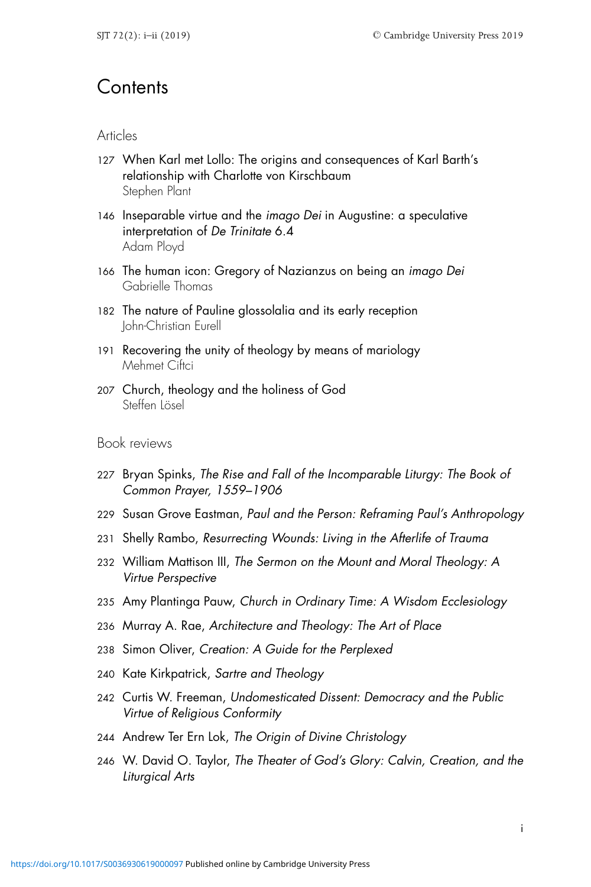# Contents

## Articles

127 When Karl met Lollo: The origins and consequences of Karl Barth's relationship with Charlotte von Kirschbaum
Stephen Plant

146 Inseparable virtue and the *imago Dei* in Augustine: a speculative interpretation of *De Trinitate* 6.4
Adam Ployd

166 The human icon: Gregory of Nazianzus on being an *imago Dei*
Gabrielle Thomas

182 The nature of Pauline glossolalia and its early reception
John-Christian Eurell

191 Recovering the unity of theology by means of mariology
Mehmet Ciftci

207 Church, theology and the holiness of God
Steffen Lösel

## Book reviews

227 Bryan Spinks, *The Rise and Fall of the Incomparable Liturgy: The Book of Common Prayer, 1559–1906*

229 Susan Grove Eastman, *Paul and the Person: Reframing Paul's Anthropology*

231 Shelly Rambo, *Resurrecting Wounds: Living in the Afterlife of Trauma*

232 William Mattison III, *The Sermon on the Mount and Moral Theology: A Virtue Perspective*

235 Amy Plantinga Pauw, *Church in Ordinary Time: A Wisdom Ecclesiology*

236 Murray A. Rae, *Architecture and Theology: The Art of Place*

238 Simon Oliver, *Creation: A Guide for the Perplexed*

240 Kate Kirkpatrick, *Sartre and Theology*

242 Curtis W. Freeman, *Undomesticated Dissent: Democracy and the Public Virtue of Religious Conformity*

244 Andrew Ter Ern Lok, *The Origin of Divine Christology*

246 W. David O. Taylor, *The Theater of God's Glory: Calvin, Creation, and the Liturgical Arts*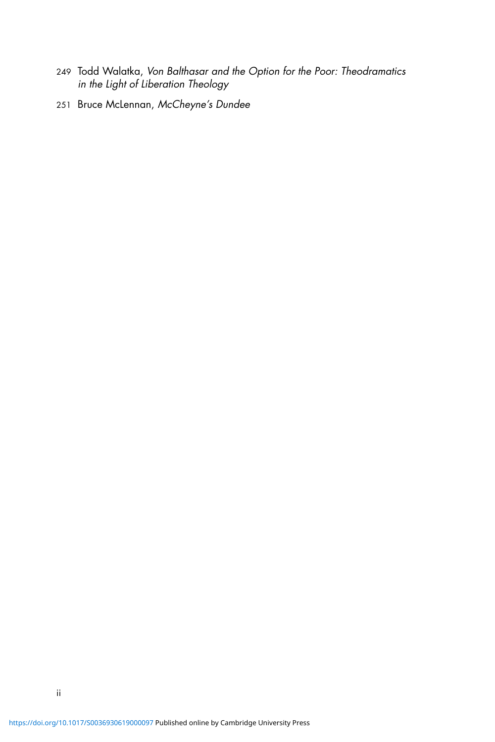249 Todd Walatka, *Von Balthasar and the Option for the Poor: Theodramatics in the Light of Liberation Theology*

251 Bruce McLennan, *McCheyne's Dundee*